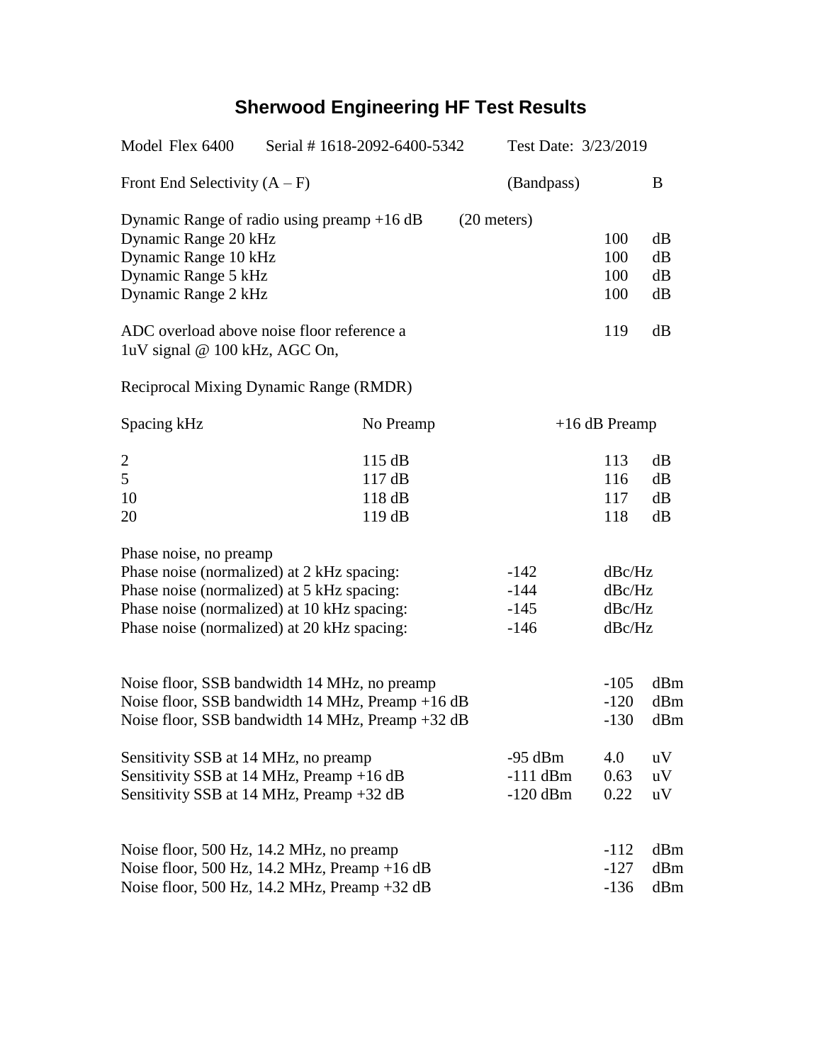# Sherwood Engineering HF Test Results

Model Flex 6400 | Serial # 1618-2092-6400-5342 | Test Date: 3/23/2019

Front End Selectivity (A – F) (Bandpass) B

Dynamic Range of radio using preamp +16 dB (20 meters)

| | | |
|---|---|---|
| Dynamic Range 20 kHz | 100 | dB |
| Dynamic Range 10 kHz | 100 | dB |
| Dynamic Range 5 kHz | 100 | dB |
| Dynamic Range 2 kHz | 100 | dB |

| | | |
|---|---|---|
| ADC overload above noise floor reference a 1uV signal @ 100 kHz, AGC On, | 119 | dB |

Reciprocal Mixing Dynamic Range (RMDR)

| Spacing kHz | No Preamp | +16 dB Preamp |
|---|---|---|
| 2 | 115 dB | 113 dB |
| 5 | 117 dB | 116 dB |
| 10 | 118 dB | 117 dB |
| 20 | 119 dB | 118 dB |

Phase noise, no preamp

| | | |
|---|---|---|
| Phase noise (normalized) at 2 kHz spacing: | -142 | dBc/Hz |
| Phase noise (normalized) at 5 kHz spacing: | -144 | dBc/Hz |
| Phase noise (normalized) at 10 kHz spacing: | -145 | dBc/Hz |
| Phase noise (normalized) at 20 kHz spacing: | -146 | dBc/Hz |

| | | |
|---|---|---|
| Noise floor, SSB bandwidth 14 MHz, no preamp | -105 | dBm |
| Noise floor, SSB bandwidth 14 MHz, Preamp +16 dB | -120 | dBm |
| Noise floor, SSB bandwidth 14 MHz, Preamp +32 dB | -130 | dBm |

| | | | |
|---|---|---|---|
| Sensitivity SSB at 14 MHz, no preamp | -95 dBm | 4.0 | uV |
| Sensitivity SSB at 14 MHz, Preamp +16 dB | -111 dBm | 0.63 | uV |
| Sensitivity SSB at 14 MHz, Preamp +32 dB | -120 dBm | 0.22 | uV |

| | | |
|---|---|---|
| Noise floor, 500 Hz, 14.2 MHz, no preamp | -112 | dBm |
| Noise floor, 500 Hz, 14.2 MHz, Preamp +16 dB | -127 | dBm |
| Noise floor, 500 Hz, 14.2 MHz, Preamp +32 dB | -136 | dBm |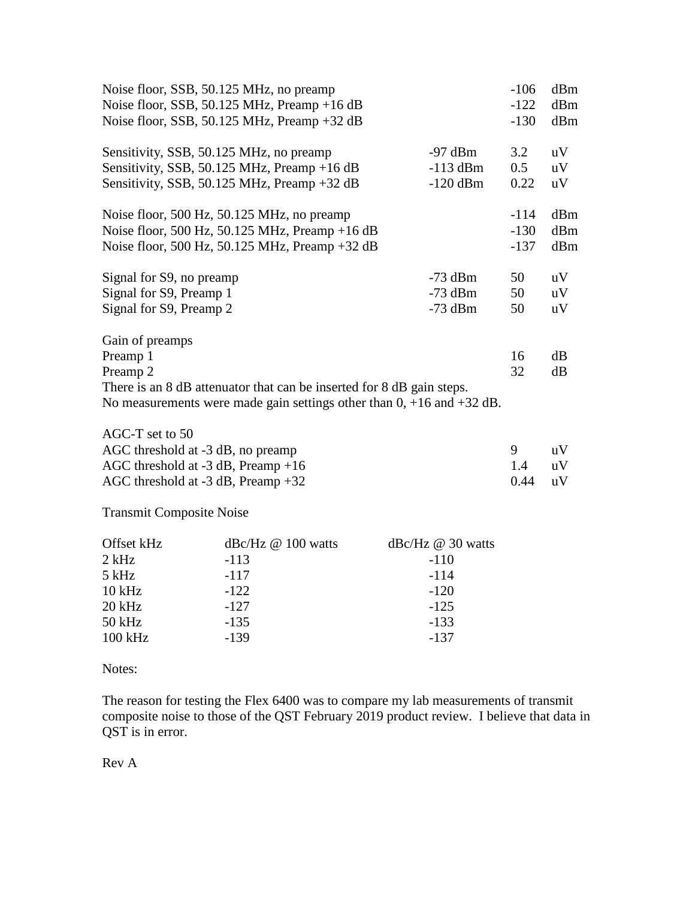| | | | |
|---|---|---|---|
| Noise floor, SSB, 50.125 MHz, no preamp | | -106 | dBm |
| Noise floor, SSB, 50.125 MHz, Preamp +16 dB | | -122 | dBm |
| Noise floor, SSB, 50.125 MHz, Preamp +32 dB | | -130 | dBm |
| | | | |
| Sensitivity, SSB, 50.125 MHz, no preamp | -97 dBm | 3.2 | uV |
| Sensitivity, SSB, 50.125 MHz, Preamp +16 dB | -113 dBm | 0.5 | uV |
| Sensitivity, SSB, 50.125 MHz, Preamp +32 dB | -120 dBm | 0.22 | uV |
| | | | |
| Noise floor, 500 Hz, 50.125 MHz, no preamp | | -114 | dBm |
| Noise floor, 500 Hz, 50.125 MHz, Preamp +16 dB | | -130 | dBm |
| Noise floor, 500 Hz, 50.125 MHz, Preamp +32 dB | | -137 | dBm |
| | | | |
| Signal for S9, no preamp | -73 dBm | 50 | uV |
| Signal for S9, Preamp 1 | -73 dBm | 50 | uV |
| Signal for S9, Preamp 2 | -73 dBm | 50 | uV |

Gain of preamps

| | | |
|---|---|---|
| Preamp 1 | 16 | dB |
| Preamp 2 | 32 | dB |

There is an 8 dB attenuator that can be inserted for 8 dB gain steps.
No measurements were made gain settings other than 0, +16 and +32 dB.

AGC-T set to 50

| | | |
|---|---|---|
| AGC threshold at -3 dB, no preamp | 9 | uV |
| AGC threshold at -3 dB, Preamp +16 | 1.4 | uV |
| AGC threshold at -3 dB, Preamp +32 | 0.44 | uV |

Transmit Composite Noise

| Offset kHz | dBc/Hz @ 100 watts | dBc/Hz @ 30 watts |
|---|---|---|
| 2 kHz | -113 | -110 |
| 5 kHz | -117 | -114 |
| 10 kHz | -122 | -120 |
| 20 kHz | -127 | -125 |
| 50 kHz | -135 | -133 |
| 100 kHz | -139 | -137 |

Notes:

The reason for testing the Flex 6400 was to compare my lab measurements of transmit composite noise to those of the QST February 2019 product review. I believe that data in QST is in error.

Rev A